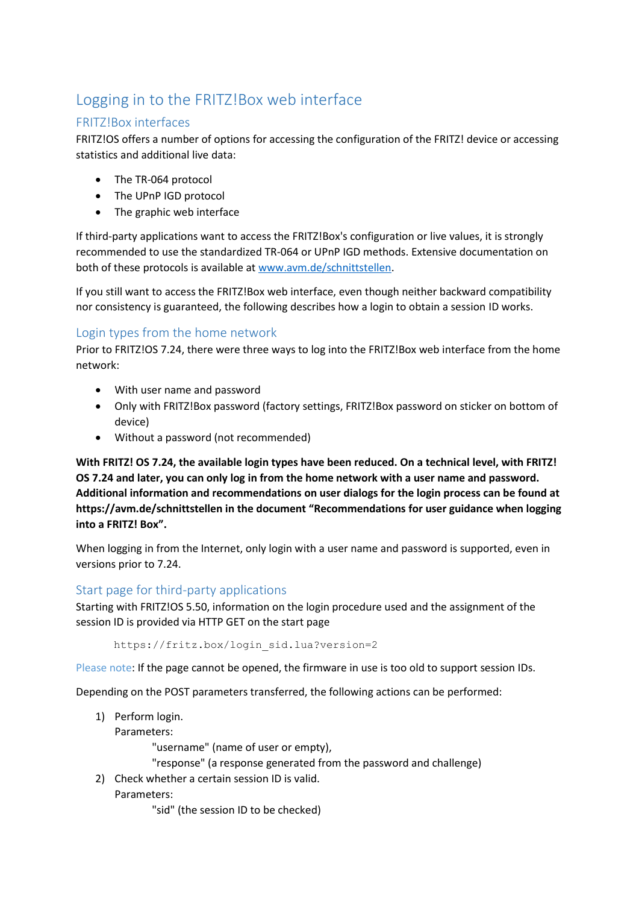# Logging in to the FRITZ!Box web interface

## FRITZ!Box interfaces

FRITZ!OS offers a number of options for accessing the configuration of the FRITZ! device or accessing statistics and additional live data:

- The TR-064 protocol
- The UPnP IGD protocol
- The graphic web interface

If third-party applications want to access the FRITZ!Box's configuration or live values, it is strongly recommended to use the standardized TR-064 or UPnP IGD methods. Extensive documentation on both of these protocols is available at www.avm.de/schnittstellen.

If you still want to access the FRITZ!Box web interface, even though neither backward compatibility nor consistency is guaranteed, the following describes how a login to obtain a session ID works.

## Login types from the home network

Prior to FRITZ!OS 7.24, there were three ways to log into the FRITZ!Box web interface from the home network:

- With user name and password
- Only with FRITZ!Box password (factory settings, FRITZ!Box password on sticker on bottom of device)
- Without a password (not recommended)

**With FRITZ! OS 7.24, the available login types have been reduced. On a technical level, with FRITZ! OS 7.24 and later, you can only log in from the home network with a user name and password. Additional information and recommendations on user dialogs for the login process can be found at https://avm.de/schnittstellen in the document "Recommendations for user guidance when logging into a FRITZ! Box".**

When logging in from the Internet, only login with a user name and password is supported, even in versions prior to 7.24.

## Start page for third-party applications

Starting with FRITZ!OS 5.50, information on the login procedure used and the assignment of the session ID is provided via HTTP GET on the start page

```
https://fritz.box/login_sid.lua?version=2
```

Please note: If the page cannot be opened, the firmware in use is too old to support session IDs.

Depending on the POST parameters transferred, the following actions can be performed:

1) Perform login.
   Parameters:
      "username" (name of user or empty),
      "response" (a response generated from the password and challenge)
2) Check whether a certain session ID is valid.
   Parameters:
      "sid" (the session ID to be checked)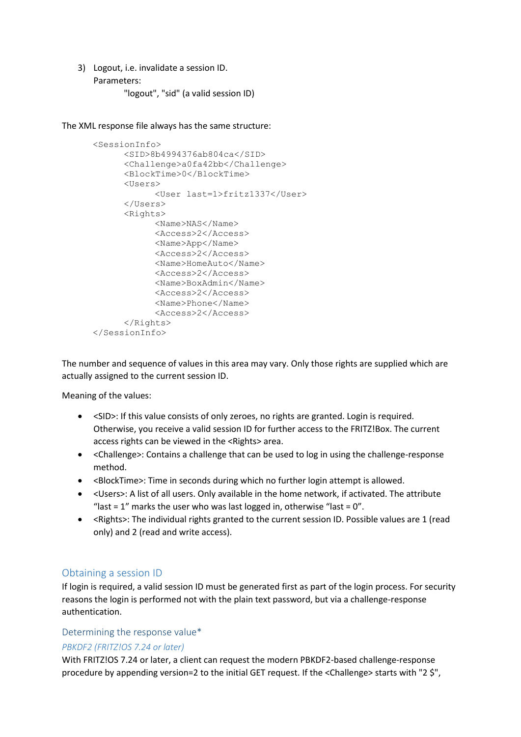3) Logout, i.e. invalidate a session ID.
   Parameters:
   "logout", "sid" (a valid session ID)

The XML response file always has the same structure:

```
<SessionInfo>
      <SID>8b4994376ab804ca</SID>
      <Challenge>a0fa42bb</Challenge>
      <BlockTime>0</BlockTime>
      <Users>
            <User last=1>fritz1337</User>
      </Users>
      <Rights>
            <Name>NAS</Name>
            <Access>2</Access>
            <Name>App</Name>
            <Access>2</Access>
            <Name>HomeAuto</Name>
            <Access>2</Access>
            <Name>BoxAdmin</Name>
            <Access>2</Access>
            <Name>Phone</Name>
            <Access>2</Access>
      </Rights>
</SessionInfo>
```

The number and sequence of values in this area may vary. Only those rights are supplied which are actually assigned to the current session ID.

Meaning of the values:

- <SID>: If this value consists of only zeroes, no rights are granted. Login is required. Otherwise, you receive a valid session ID for further access to the FRITZ!Box. The current access rights can be viewed in the <Rights> area.
- <Challenge>: Contains a challenge that can be used to log in using the challenge-response method.
- <BlockTime>: Time in seconds during which no further login attempt is allowed.
- <Users>: A list of all users. Only available in the home network, if activated. The attribute “last = 1” marks the user who was last logged in, otherwise “last = 0”.
- <Rights>: The individual rights granted to the current session ID. Possible values are 1 (read only) and 2 (read and write access).

## Obtaining a session ID

If login is required, a valid session ID must be generated first as part of the login process. For security reasons the login is performed not with the plain text password, but via a challenge-response authentication.

### Determining the response value*

#### *PBKDF2 (FRITZ!OS 7.24 or later)*

With FRITZ!OS 7.24 or later, a client can request the modern PBKDF2-based challenge-response procedure by appending version=2 to the initial GET request. If the <Challenge> starts with "2 $",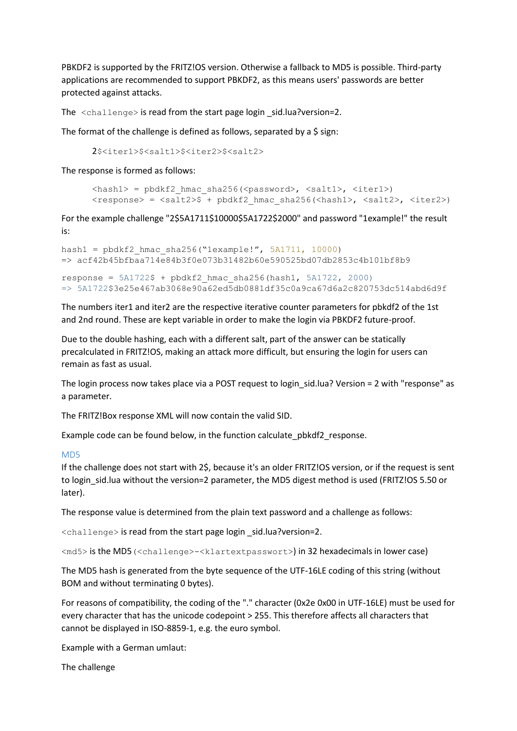PBKDF2 is supported by the FRITZ!OS version. Otherwise a fallback to MD5 is possible. Third-party applications are recommended to support PBKDF2, as this means users' passwords are better protected against attacks.

The `<challenge>` is read from the start page login _sid.lua?version=2.

The format of the challenge is defined as follows, separated by a $ sign:

```
2$<iter1>$<salt1>$<iter2>$<salt2>
```

The response is formed as follows:

```
<hash1> = pbdkf2_hmac_sha256(<password>, <salt1>, <iter1>)
<response> = <salt2>$ + pbdkf2_hmac_sha256(<hash1>, <salt2>, <iter2>)
```

For the example challenge "2$5A1711$10000$5A1722$2000" and password "1example!" the result is:

```
hash1 = pbdkf2_hmac_sha256("1example!", 5A1711, 10000)
=> acf42b45bfbaa714e84b3f0e073b31482b60e590525bd07db2853c4b101bf8b9

response = 5A1722$ + pbdkf2_hmac_sha256(hash1, 5A1722, 2000)
=> 5A1722$3e25e467ab3068e90a62ed5db0881df35c0a9ca67d6a2c820753dc514abd6d9f
```

The numbers iter1 and iter2 are the respective iterative counter parameters for pbkdf2 of the 1st and 2nd round. These are kept variable in order to make the login via PBKDF2 future-proof.

Due to the double hashing, each with a different salt, part of the answer can be statically precalculated in FRITZ!OS, making an attack more difficult, but ensuring the login for users can remain as fast as usual.

The login process now takes place via a POST request to login_sid.lua? Version = 2 with "response" as a parameter.

The FRITZ!Box response XML will now contain the valid SID.

Example code can be found below, in the function calculate_pbkdf2_response.

### MD5

If the challenge does not start with 2$, because it's an older FRITZ!OS version, or if the request is sent to login_sid.lua without the version=2 parameter, the MD5 digest method is used (FRITZ!OS 5.50 or later).

The response value is determined from the plain text password and a challenge as follows:

`<challenge>` is read from the start page login _sid.lua?version=2.

`<md5>` is the MD5 `(<challenge>-<klartextpasswort>)` in 32 hexadecimals in lower case)

The MD5 hash is generated from the byte sequence of the UTF-16LE coding of this string (without BOM and without terminating 0 bytes).

For reasons of compatibility, the coding of the "." character (0x2e 0x00 in UTF-16LE) must be used for every character that has the unicode codepoint > 255. This therefore affects all characters that cannot be displayed in ISO-8859-1, e.g. the euro symbol.

Example with a German umlaut:

The challenge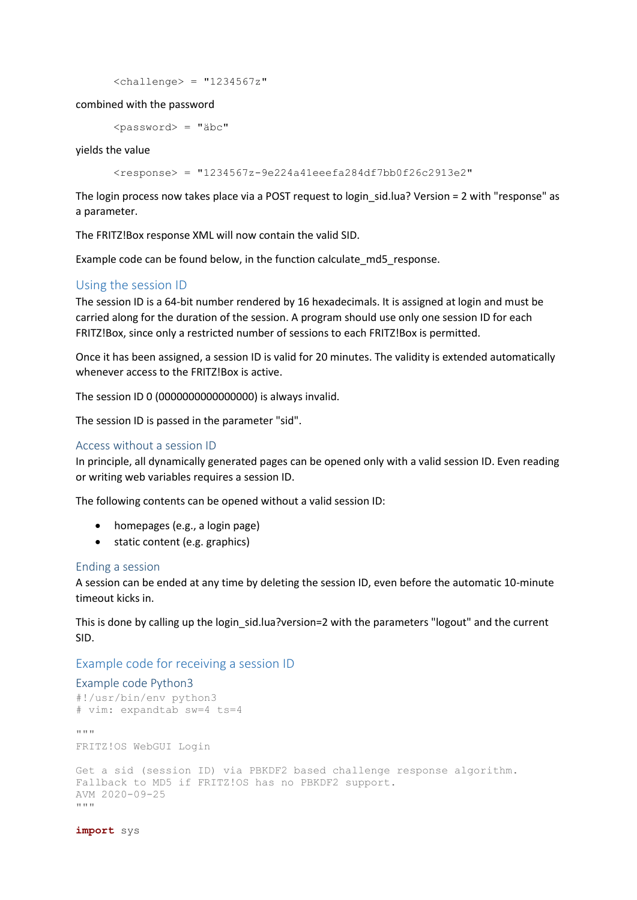```
<challenge> = "1234567z"
```

combined with the password

```
<password> = "äbc"
```

yields the value

```
<response> = "1234567z-9e224a41eeefa284df7bb0f26c2913e2"
```

The login process now takes place via a POST request to login_sid.lua? Version = 2 with "response" as a parameter.

The FRITZ!Box response XML will now contain the valid SID.

Example code can be found below, in the function calculate_md5_response.

## Using the session ID

The session ID is a 64-bit number rendered by 16 hexadecimals. It is assigned at login and must be carried along for the duration of the session. A program should use only one session ID for each FRITZ!Box, since only a restricted number of sessions to each FRITZ!Box is permitted.

Once it has been assigned, a session ID is valid for 20 minutes. The validity is extended automatically whenever access to the FRITZ!Box is active.

The session ID 0 (0000000000000000) is always invalid.

The session ID is passed in the parameter "sid".

### Access without a session ID

In principle, all dynamically generated pages can be opened only with a valid session ID. Even reading or writing web variables requires a session ID.

The following contents can be opened without a valid session ID:

- homepages (e.g., a login page)
- static content (e.g. graphics)

### Ending a session

A session can be ended at any time by deleting the session ID, even before the automatic 10-minute timeout kicks in.

This is done by calling up the login_sid.lua?version=2 with the parameters "logout" and the current SID.

## Example code for receiving a session ID

### Example code Python3

```python
#!/usr/bin/env python3
# vim: expandtab sw=4 ts=4

"""
FRITZ!OS WebGUI Login

Get a sid (session ID) via PBKDF2 based challenge response algorithm.
Fallback to MD5 if FRITZ!OS has no PBKDF2 support.
AVM 2020-09-25
"""

import sys
```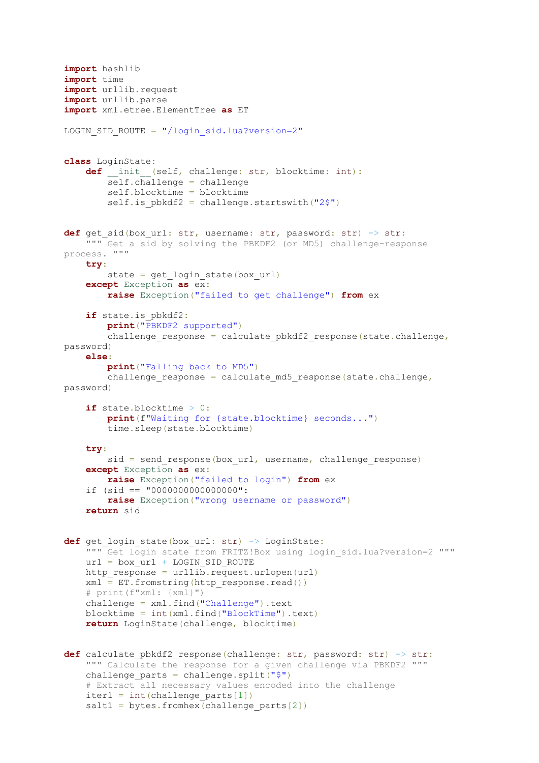```python
import hashlib
import time
import urllib.request
import urllib.parse
import xml.etree.ElementTree as ET

LOGIN_SID_ROUTE = "/login_sid.lua?version=2"


class LoginState:
    def __init__(self, challenge: str, blocktime: int):
        self.challenge = challenge
        self.blocktime = blocktime
        self.is_pbkdf2 = challenge.startswith("2$")


def get_sid(box_url: str, username: str, password: str) -> str:
    """ Get a sid by solving the PBKDF2 (or MD5) challenge-response
process. """
    try:
        state = get_login_state(box_url)
    except Exception as ex:
        raise Exception("failed to get challenge") from ex

    if state.is_pbkdf2:
        print("PBKDF2 supported")
        challenge_response = calculate_pbkdf2_response(state.challenge,
password)
    else:
        print("Falling back to MD5")
        challenge_response = calculate_md5_response(state.challenge,
password)

    if state.blocktime > 0:
        print(f"Waiting for {state.blocktime} seconds...")
        time.sleep(state.blocktime)

    try:
        sid = send_response(box_url, username, challenge_response)
    except Exception as ex:
        raise Exception("failed to login") from ex
    if (sid == "0000000000000000":
        raise Exception("wrong username or password")
    return sid


def get_login_state(box_url: str) -> LoginState:
    """ Get login state from FRITZ!Box using login_sid.lua?version=2 """
    url = box_url + LOGIN_SID_ROUTE
    http_response = urllib.request.urlopen(url)
    xml = ET.fromstring(http_response.read())
    # print(f"xml: {xml}")
    challenge = xml.find("Challenge").text
    blocktime = int(xml.find("BlockTime").text)
    return LoginState(challenge, blocktime)


def calculate_pbkdf2_response(challenge: str, password: str) -> str:
    """ Calculate the response for a given challenge via PBKDF2 """
    challenge_parts = challenge.split("$")
    # Extract all necessary values encoded into the challenge
    iter1 = int(challenge_parts[1])
    salt1 = bytes.fromhex(challenge_parts[2])
```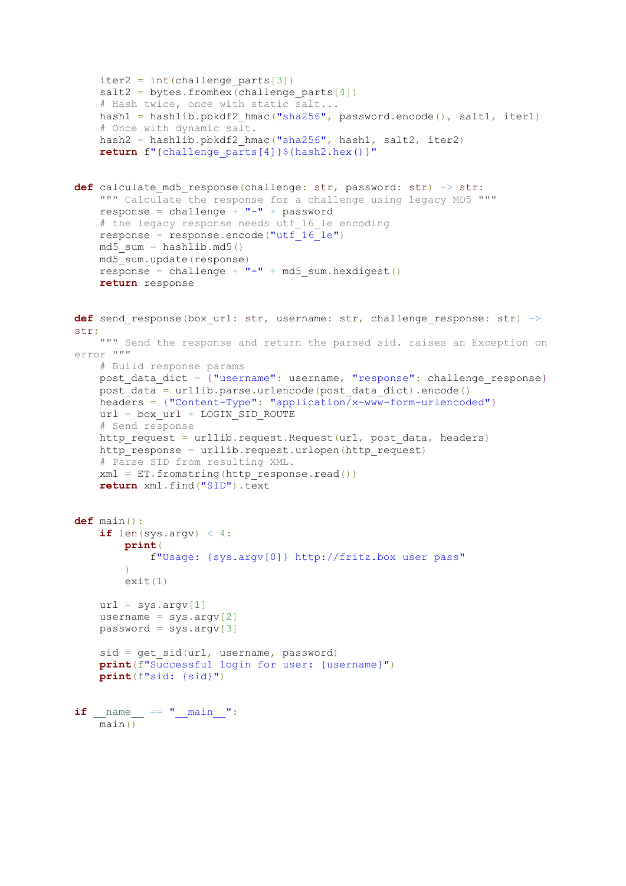```python
    iter2 = int(challenge_parts[3])
    salt2 = bytes.fromhex(challenge_parts[4])
    # Hash twice, once with static salt...
    hash1 = hashlib.pbkdf2_hmac("sha256", password.encode(), salt1, iter1)
    # Once with dynamic salt.
    hash2 = hashlib.pbkdf2_hmac("sha256", hash1, salt2, iter2)
    return f"{challenge_parts[4]}${hash2.hex()}"


def calculate_md5_response(challenge: str, password: str) -> str:
    """ Calculate the response for a challenge using legacy MD5 """
    response = challenge + "-" + password
    # the legacy response needs utf_16_le encoding
    response = response.encode("utf_16_le")
    md5_sum = hashlib.md5()
    md5_sum.update(response)
    response = challenge + "-" + md5_sum.hexdigest()
    return response


def send_response(box_url: str, username: str, challenge_response: str) ->
str:
    """ Send the response and return the parsed sid. raises an Exception on
error """
    # Build response params
    post_data_dict = {"username": username, "response": challenge_response}
    post_data = urllib.parse.urlencode(post_data_dict).encode()
    headers = {"Content-Type": "application/x-www-form-urlencoded"}
    url = box_url + LOGIN_SID_ROUTE
    # Send response
    http_request = urllib.request.Request(url, post_data, headers)
    http_response = urllib.request.urlopen(http_request)
    # Parse SID from resulting XML.
    xml = ET.fromstring(http_response.read())
    return xml.find("SID").text


def main():
    if len(sys.argv) < 4:
        print(
            f"Usage: {sys.argv[0]} http://fritz.box user pass"
        )
        exit(1)

    url = sys.argv[1]
    username = sys.argv[2]
    password = sys.argv[3]

    sid = get_sid(url, username, password)
    print(f"Successful login for user: {username}")
    print(f"sid: {sid}")


if __name__ == "__main__":
    main()
```